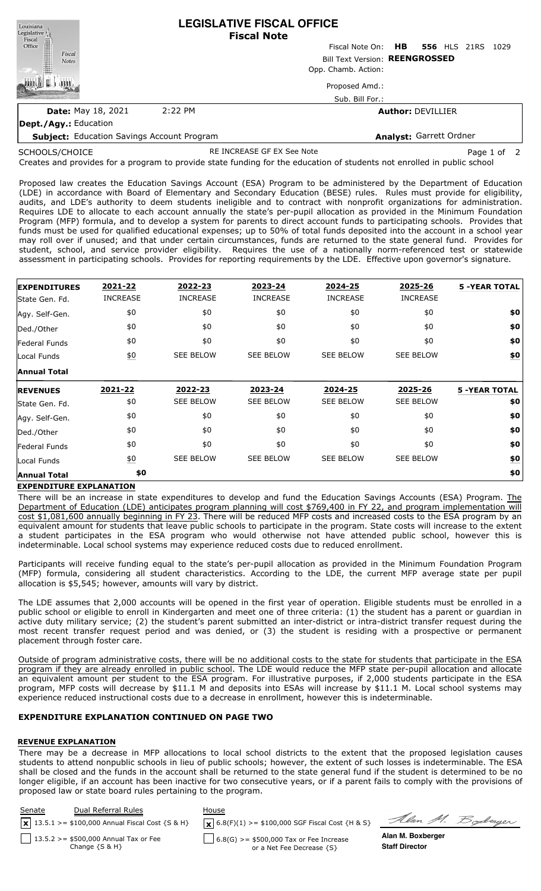# LEGISLATIVE FISCAL OFFICE
## Fiscal Note

Fiscal Note On: **HB 556** HLS 21RS 1029

Bill Text Version: **REENGROSSED**

Opp. Chamb. Action:

Proposed Amd.:

Sub. Bill For.:

**Date:** May 18, 2021 2:22 PM

**Author:** DEVILLIER

**Dept./Agy.:** Education

**Subject:** Education Savings Account Program

**Analyst:** Garrett Ordner

SCHOOLS/CHOICE RE INCREASE GF EX See Note

Creates and provides for a program to provide state funding for the education of students not enrolled in public school

Proposed law creates the Education Savings Account (ESA) Program to be administered by the Department of Education (LDE) in accordance with Board of Elementary and Secondary Education (BESE) rules. Rules must provide for eligibility, audits, and LDE's authority to deem students ineligible and to contract with nonprofit organizations for administration. Requires LDE to allocate to each account annually the state's per-pupil allocation as provided in the Minimum Foundation Program (MFP) formula, and to develop a system for parents to direct account funds to participating schools. Provides that funds must be used for qualified educational expenses; up to 50% of total funds deposited into the account in a school year may roll over if unused; and that under certain circumstances, funds are returned to the state general fund. Provides for student, school, and service provider eligibility. Requires the use of a nationally norm-referenced test or statewide assessment in participating schools. Provides for reporting requirements by the LDE. Effective upon governor's signature.

| **EXPENDITURES** | **2021-22** | **2022-23** | **2023-24** | **2024-25** | **2025-26** | **5 -YEAR TOTAL** |
|---|---|---|---|---|---|---|
| State Gen. Fd. | INCREASE | INCREASE | INCREASE | INCREASE | INCREASE | |
| Agy. Self-Gen. | $0 | $0 | $0 | $0 | $0 | **$0** |
| Ded./Other | $0 | $0 | $0 | $0 | $0 | **$0** |
| Federal Funds | $0 | $0 | $0 | $0 | $0 | **$0** |
| Local Funds | $0 | SEE BELOW | SEE BELOW | SEE BELOW | SEE BELOW | **$0** |
| **Annual Total** | | | | | | |

| **REVENUES** | **2021-22** | **2022-23** | **2023-24** | **2024-25** | **2025-26** | **5 -YEAR TOTAL** |
|---|---|---|---|---|---|---|
| State Gen. Fd. | $0 | SEE BELOW | SEE BELOW | SEE BELOW | SEE BELOW | **$0** |
| Agy. Self-Gen. | $0 | $0 | $0 | $0 | $0 | **$0** |
| Ded./Other | $0 | $0 | $0 | $0 | $0 | **$0** |
| Federal Funds | $0 | $0 | $0 | $0 | $0 | **$0** |
| Local Funds | $0 | SEE BELOW | SEE BELOW | SEE BELOW | SEE BELOW | **$0** |
| **Annual Total** | **$0** | | | | | **$0** |

**EXPENDITURE EXPLANATION**

There will be an increase in state expenditures to develop and fund the Education Savings Accounts (ESA) Program. The Department of Education (LDE) anticipates program planning will cost $769,400 in FY 22, and program implementation will cost $1,081,600 annually beginning in FY 23. There will be reduced MFP costs and increased costs to the ESA program by an equivalent amount for students that leave public schools to participate in the program. State costs will increase to the extent a student participates in the ESA program who would otherwise not have attended public school, however this is indeterminable. Local school systems may experience reduced costs due to reduced enrollment.

Participants will receive funding equal to the state's per-pupil allocation as provided in the Minimum Foundation Program (MFP) formula, considering all student characteristics. According to the LDE, the current MFP average state per pupil allocation is $5,545; however, amounts will vary by district.

The LDE assumes that 2,000 accounts will be opened in the first year of operation. Eligible students must be enrolled in a public school or eligible to enroll in Kindergarten and meet one of three criteria: (1) the student has a parent or guardian in active duty military service; (2) the student's parent submitted an inter-district or intra-district transfer request during the most recent transfer request period and was denied, or (3) the student is residing with a prospective or permanent placement through foster care.

Outside of program administrative costs, there will be no additional costs to the state for students that participate in the ESA program if they are already enrolled in public school. The LDE would reduce the MFP state per-pupil allocation and allocate an equivalent amount per student to the ESA program. For illustrative purposes, if 2,000 students participate in the ESA program, MFP costs will decrease by $11.1 M and deposits into ESAs will increase by $11.1 M. Local school systems may experience reduced instructional costs due to a decrease in enrollment, however this is indeterminable.

**EXPENDITURE EXPLANATION CONTINUED ON PAGE TWO**

**REVENUE EXPLANATION**

There may be a decrease in MFP allocations to local school districts to the extent that the proposed legislation causes students to attend nonpublic schools in lieu of public schools; however, the extent of such losses is indeterminable. The ESA shall be closed and the funds in the account shall be returned to the state general fund if the student is determined to be no longer eligible, if an account has been inactive for two consecutive years, or if a parent fails to comply with the provisions of proposed law or state board rules pertaining to the program.

| Senate | Dual Referral Rules | House |
|---|---|---|
| [x] 13.5.1 >= $100,000 Annual Fiscal Cost {S & H} | | [x] 6.8(F)(1) >= $100,000 SGF Fiscal Cost {H & S} |
| [ ] 13.5.2 >= $500,000 Annual Tax or Fee Change {S & H} | | [ ] 6.8(G) >= $500,000 Tax or Fee Increase or a Net Fee Decrease {S} |

**Alan M. Boxberger**
**Staff Director**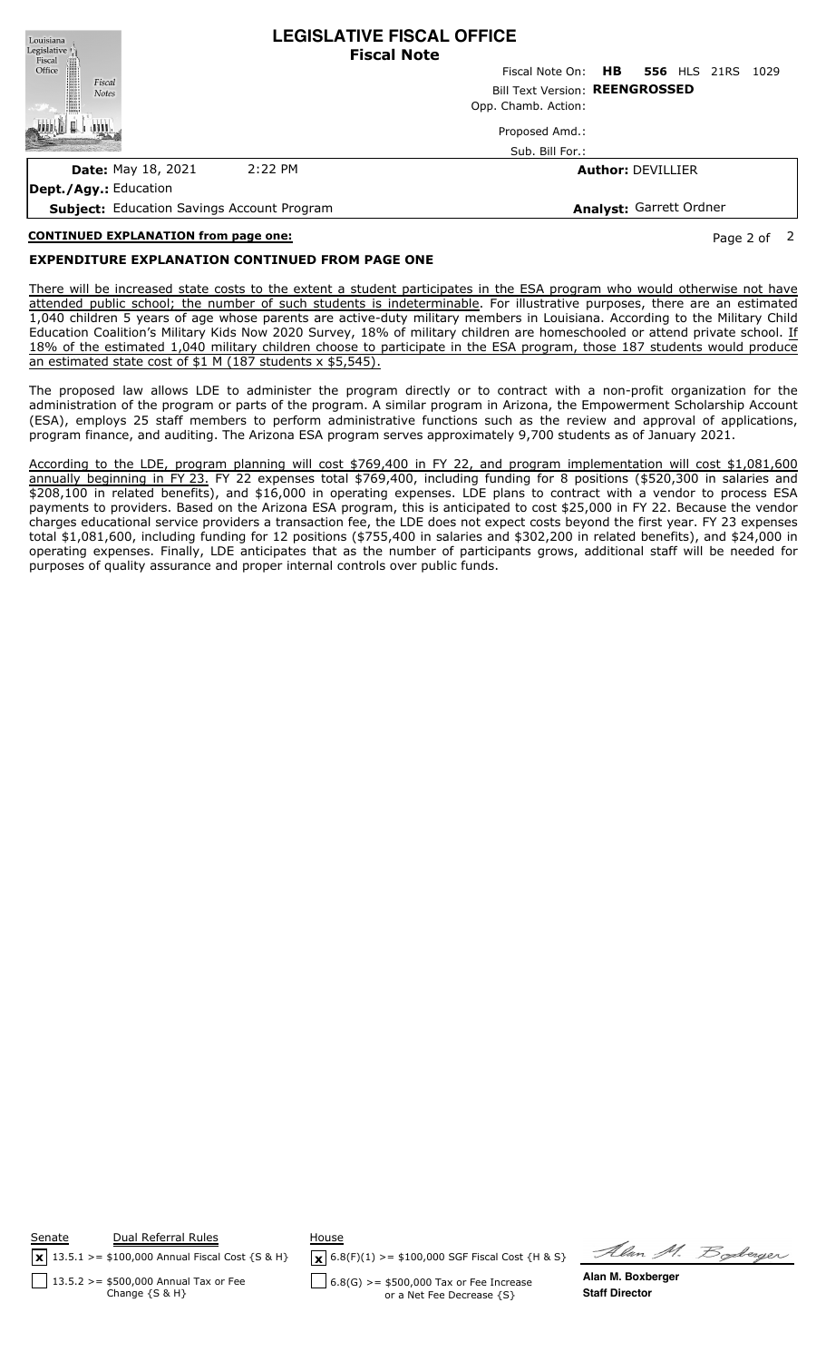# LEGISLATIVE FISCAL OFFICE
## Fiscal Note

Fiscal Note On: **HB 556** HLS 21RS 1029

Bill Text Version: **REENGROSSED**

Opp. Chamb. Action:

Proposed Amd.:

Sub. Bill For.:

**Date:** May 18, 2021 2:22 PM

**Author:** DEVILLIER

**Dept./Agy.:** Education

**Subject:** Education Savings Account Program

**Analyst:** Garrett Ordner

**CONTINUED EXPLANATION from page one:**

### EXPENDITURE EXPLANATION CONTINUED FROM PAGE ONE

There will be increased state costs to the extent a student participates in the ESA program who would otherwise not have attended public school; the number of such students is indeterminable. For illustrative purposes, there are an estimated 1,040 children 5 years of age whose parents are active-duty military members in Louisiana. According to the Military Child Education Coalition's Military Kids Now 2020 Survey, 18% of military children are homeschooled or attend private school. If 18% of the estimated 1,040 military children choose to participate in the ESA program, those 187 students would produce an estimated state cost of $1 M (187 students x $5,545).

The proposed law allows LDE to administer the program directly or to contract with a non-profit organization for the administration of the program or parts of the program. A similar program in Arizona, the Empowerment Scholarship Account (ESA), employs 25 staff members to perform administrative functions such as the review and approval of applications, program finance, and auditing. The Arizona ESA program serves approximately 9,700 students as of January 2021.

According to the LDE, program planning will cost $769,400 in FY 22, and program implementation will cost $1,081,600 annually beginning in FY 23. FY 22 expenses total $769,400, including funding for 8 positions ($520,300 in salaries and $208,100 in related benefits), and $16,000 in operating expenses. LDE plans to contract with a vendor to process ESA payments to providers. Based on the Arizona ESA program, this is anticipated to cost $25,000 in FY 22. Because the vendor charges educational service providers a transaction fee, the LDE does not expect costs beyond the first year. FY 23 expenses total $1,081,600, including funding for 12 positions ($755,400 in salaries and $302,200 in related benefits), and $24,000 in operating expenses. Finally, LDE anticipates that as the number of participants grows, additional staff will be needed for purposes of quality assurance and proper internal controls over public funds.

| Senate | Dual Referral Rules | House |
|---|---|---|
| [x] 13.5.1 >= $100,000 Annual Fiscal Cost {S & H} | | [x] 6.8(F)(1) >= $100,000 SGF Fiscal Cost {H & S} |
| [ ] 13.5.2 >= $500,000 Annual Tax or Fee Change {S & H} | | [ ] 6.8(G) >= $500,000 Tax or Fee Increase or a Net Fee Decrease {S} |

**Alan M. Boxberger**
**Staff Director**